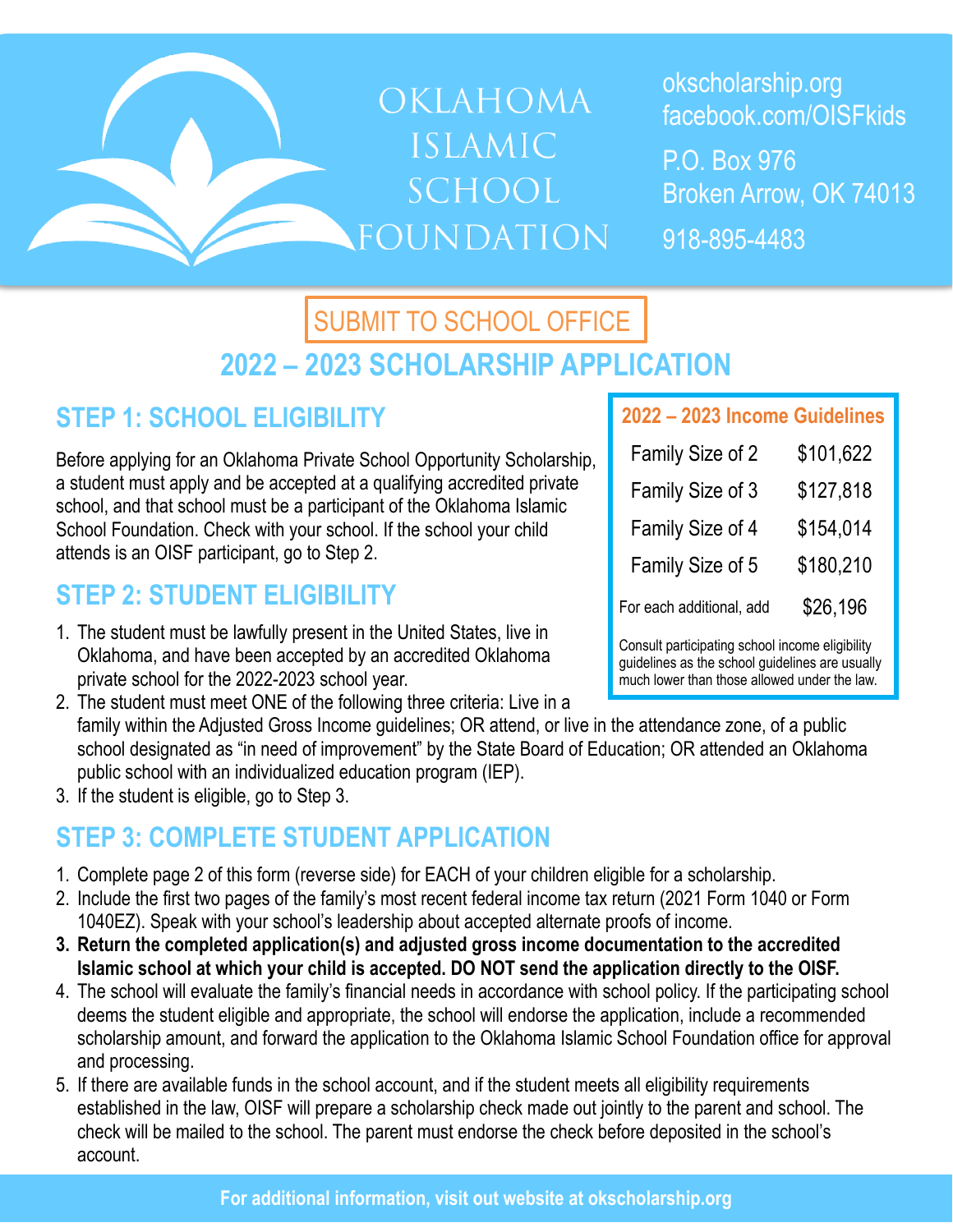# OKLAHOMA ISLAMIC SCHOOL FOUNDATION

okscholarship.org
facebook.com/OISFkids

P.O. Box 976
Broken Arrow, OK 74013

918-895-4483

SUBMIT TO SCHOOL OFFICE

## 2022 – 2023 SCHOLARSHIP APPLICATION

## STEP 1: SCHOOL ELIGIBILITY

Before applying for an Oklahoma Private School Opportunity Scholarship, a student must apply and be accepted at a qualifying accredited private school, and that school must be a participant of the Oklahoma Islamic School Foundation. Check with your school. If the school your child attends is an OISF participant, go to Step 2.

| 2022 – 2023 Income Guidelines | |
|---|---|
| Family Size of 2 | $101,622 |
| Family Size of 3 | $127,818 |
| Family Size of 4 | $154,014 |
| Family Size of 5 | $180,210 |
| For each additional, add | $26,196 |

Consult participating school income eligibility guidelines as the school guidelines are usually much lower than those allowed under the law.

## STEP 2: STUDENT ELIGIBILITY

1. The student must be lawfully present in the United States, live in Oklahoma, and have been accepted by an accredited Oklahoma private school for the 2022-2023 school year.
2. The student must meet ONE of the following three criteria: Live in a family within the Adjusted Gross Income guidelines; OR attend, or live in the attendance zone, of a public school designated as "in need of improvement" by the State Board of Education; OR attended an Oklahoma public school with an individualized education program (IEP).
3. If the student is eligible, go to Step 3.

## STEP 3: COMPLETE STUDENT APPLICATION

1. Complete page 2 of this form (reverse side) for EACH of your children eligible for a scholarship.
2. Include the first two pages of the family's most recent federal income tax return (2021 Form 1040 or Form 1040EZ). Speak with your school's leadership about accepted alternate proofs of income.
3. **Return the completed application(s) and adjusted gross income documentation to the accredited Islamic school at which your child is accepted. DO NOT send the application directly to the OISF.**
4. The school will evaluate the family's financial needs in accordance with school policy. If the participating school deems the student eligible and appropriate, the school will endorse the application, include a recommended scholarship amount, and forward the application to the Oklahoma Islamic School Foundation office for approval and processing.
5. If there are available funds in the school account, and if the student meets all eligibility requirements established in the law, OISF will prepare a scholarship check made out jointly to the parent and school. The check will be mailed to the school. The parent must endorse the check before deposited in the school's account.

**For additional information, visit out website at okscholarship.org**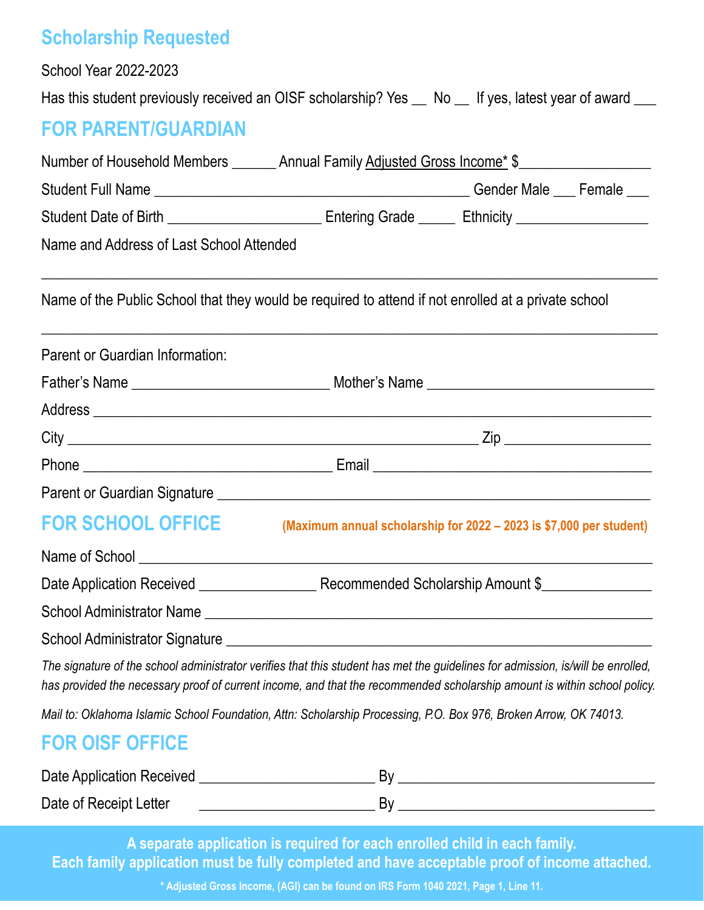## Scholarship Requested

School Year 2022-2023

Has this student previously received an OISF scholarship? Yes __ No __ If yes, latest year of award ___

## FOR PARENT/GUARDIAN

Number of Household Members ______ Annual Family Adjusted Gross Income* $_________________

Student Full Name __________________________________________ Gender Male ___ Female ___

Student Date of Birth _____________________ Entering Grade _____ Ethnicity _________________

Name and Address of Last School Attended

_______________________________________________________________________________

Name of the Public School that they would be required to attend if not enrolled at a private school

_______________________________________________________________________________

Parent or Guardian Information:

Father's Name ___________________________ Mother's Name ______________________________

Address _________________________________________________________________________

City ______________________________________________________ Zip ___________________

Phone __________________________________ Email ______________________________________

Parent or Guardian Signature __________________________________________________________

## FOR SCHOOL OFFICE

**(Maximum annual scholarship for 2022 – 2023 is $7,000 per student)**

Name of School ____________________________________________________________________

Date Application Received _______________ Recommended Scholarship Amount $______________

School Administrator Name ____________________________________________________________

School Administrator Signature _________________________________________________________

*The signature of the school administrator verifies that this student has met the guidelines for admission, is/will be enrolled, has provided the necessary proof of current income, and that the recommended scholarship amount is within school policy.*

*Mail to: Oklahoma Islamic School Foundation, Attn: Scholarship Processing, P.O. Box 976, Broken Arrow, OK 74013.*

## FOR OISF OFFICE

Date Application Received _______________________ By __________________________________

Date of Receipt Letter _______________________ By __________________________________

**A separate application is required for each enrolled child in each family.**
**Each family application must be fully completed and have acceptable proof of income attached.**

**\* Adjusted Gross Income, (AGI) can be found on IRS Form 1040 2021, Page 1, Line 11.**